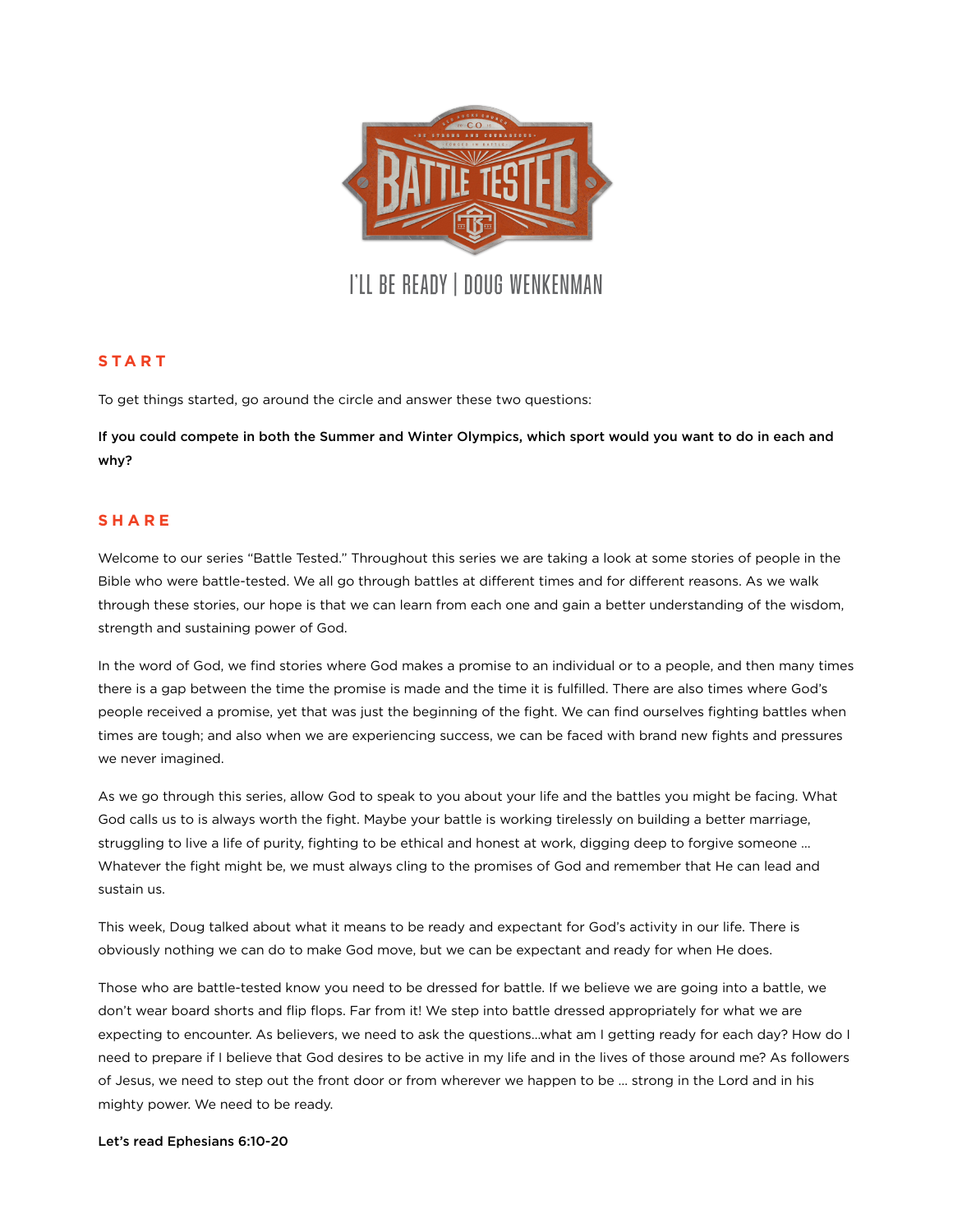# I'LL BE READY | DOUG WENKENMAN

## START

To get things started, go around the circle and answer these two questions:

**If you could compete in both the Summer and Winter Olympics, which sport would you want to do in each and why?**

## SHARE

Welcome to our series "Battle Tested." Throughout this series we are taking a look at some stories of people in the Bible who were battle-tested. We all go through battles at different times and for different reasons. As we walk through these stories, our hope is that we can learn from each one and gain a better understanding of the wisdom, strength and sustaining power of God.

In the word of God, we find stories where God makes a promise to an individual or to a people, and then many times there is a gap between the time the promise is made and the time it is fulfilled. There are also times where God's people received a promise, yet that was just the beginning of the fight. We can find ourselves fighting battles when times are tough; and also when we are experiencing success, we can be faced with brand new fights and pressures we never imagined.

As we go through this series, allow God to speak to you about your life and the battles you might be facing. What God calls us to is always worth the fight. Maybe your battle is working tirelessly on building a better marriage, struggling to live a life of purity, fighting to be ethical and honest at work, digging deep to forgive someone ... Whatever the fight might be, we must always cling to the promises of God and remember that He can lead and sustain us.

This week, Doug talked about what it means to be ready and expectant for God's activity in our life. There is obviously nothing we can do to make God move, but we can be expectant and ready for when He does.

Those who are battle-tested know you need to be dressed for battle. If we believe we are going into a battle, we don't wear board shorts and flip flops. Far from it! We step into battle dressed appropriately for what we are expecting to encounter. As believers, we need to ask the questions...what am I getting ready for each day? How do I need to prepare if I believe that God desires to be active in my life and in the lives of those around me? As followers of Jesus, we need to step out the front door or from wherever we happen to be ... strong in the Lord and in his mighty power. We need to be ready.

**Let's read Ephesians 6:10-20**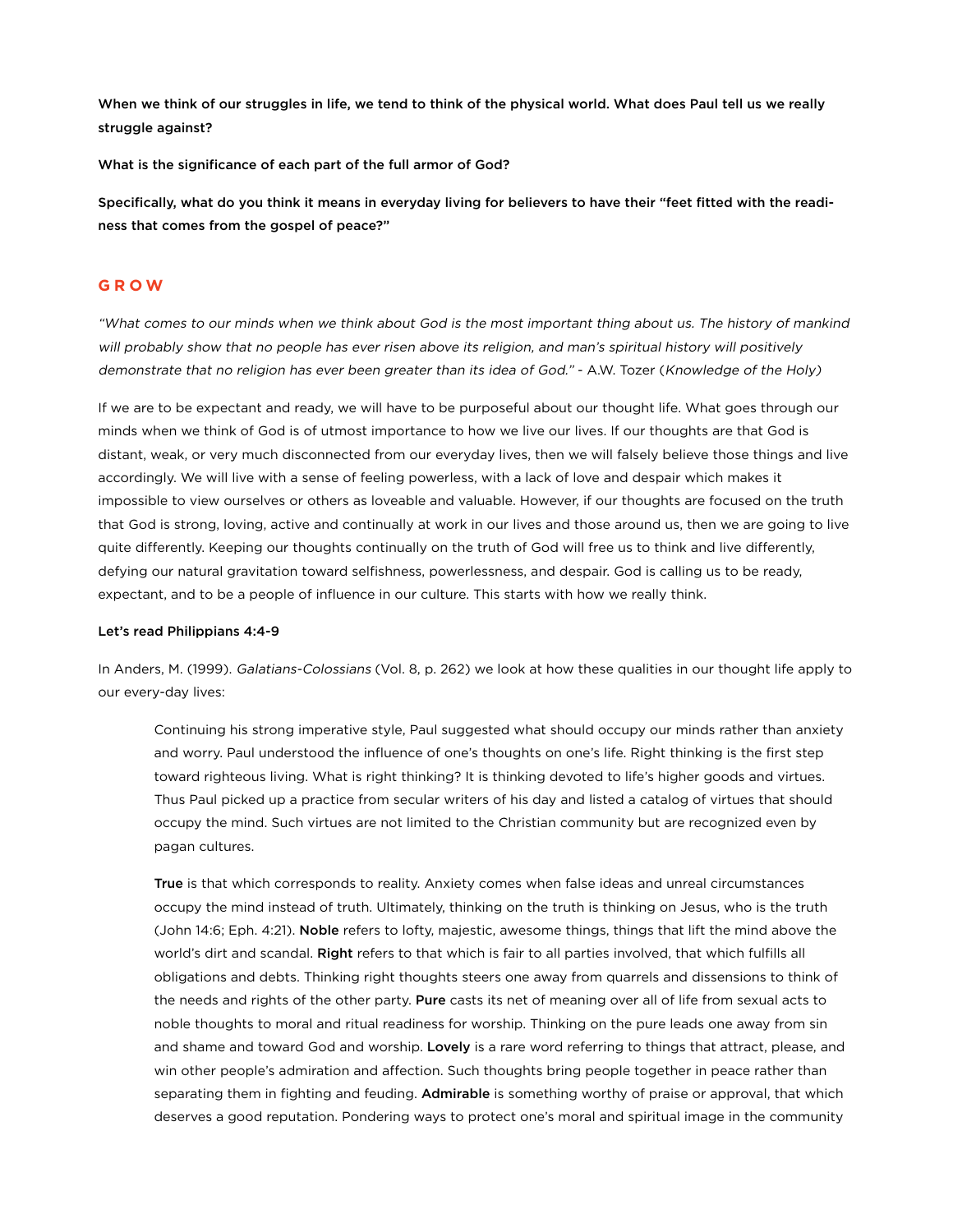**When we think of our struggles in life, we tend to think of the physical world. What does Paul tell us we really struggle against?**

**What is the significance of each part of the full armor of God?**

**Specifically, what do you think it means in everyday living for believers to have their "feet fitted with the readiness that comes from the gospel of peace?"**

## GROW

*"What comes to our minds when we think about God is the most important thing about us. The history of mankind will probably show that no people has ever risen above its religion, and man's spiritual history will positively demonstrate that no religion has ever been greater than its idea of God."* - A.W. Tozer (*Knowledge of the Holy)*

If we are to be expectant and ready, we will have to be purposeful about our thought life. What goes through our minds when we think of God is of utmost importance to how we live our lives. If our thoughts are that God is distant, weak, or very much disconnected from our everyday lives, then we will falsely believe those things and live accordingly. We will live with a sense of feeling powerless, with a lack of love and despair which makes it impossible to view ourselves or others as loveable and valuable. However, if our thoughts are focused on the truth that God is strong, loving, active and continually at work in our lives and those around us, then we are going to live quite differently. Keeping our thoughts continually on the truth of God will free us to think and live differently, defying our natural gravitation toward selfishness, powerlessness, and despair. God is calling us to be ready, expectant, and to be a people of influence in our culture. This starts with how we really think.

**Let's read Philippians 4:4-9**

In Anders, M. (1999). *Galatians-Colossians* (Vol. 8, p. 262) we look at how these qualities in our thought life apply to our every-day lives:

> Continuing his strong imperative style, Paul suggested what should occupy our minds rather than anxiety and worry. Paul understood the influence of one's thoughts on one's life. Right thinking is the first step toward righteous living. What is right thinking? It is thinking devoted to life's higher goods and virtues. Thus Paul picked up a practice from secular writers of his day and listed a catalog of virtues that should occupy the mind. Such virtues are not limited to the Christian community but are recognized even by pagan cultures.
>
> **True** is that which corresponds to reality. Anxiety comes when false ideas and unreal circumstances occupy the mind instead of truth. Ultimately, thinking on the truth is thinking on Jesus, who is the truth (John 14:6; Eph. 4:21). **Noble** refers to lofty, majestic, awesome things, things that lift the mind above the world's dirt and scandal. **Right** refers to that which is fair to all parties involved, that which fulfills all obligations and debts. Thinking right thoughts steers one away from quarrels and dissensions to think of the needs and rights of the other party. **Pure** casts its net of meaning over all of life from sexual acts to noble thoughts to moral and ritual readiness for worship. Thinking on the pure leads one away from sin and shame and toward God and worship. **Lovely** is a rare word referring to things that attract, please, and win other people's admiration and affection. Such thoughts bring people together in peace rather than separating them in fighting and feuding. **Admirable** is something worthy of praise or approval, that which deserves a good reputation. Pondering ways to protect one's moral and spiritual image in the community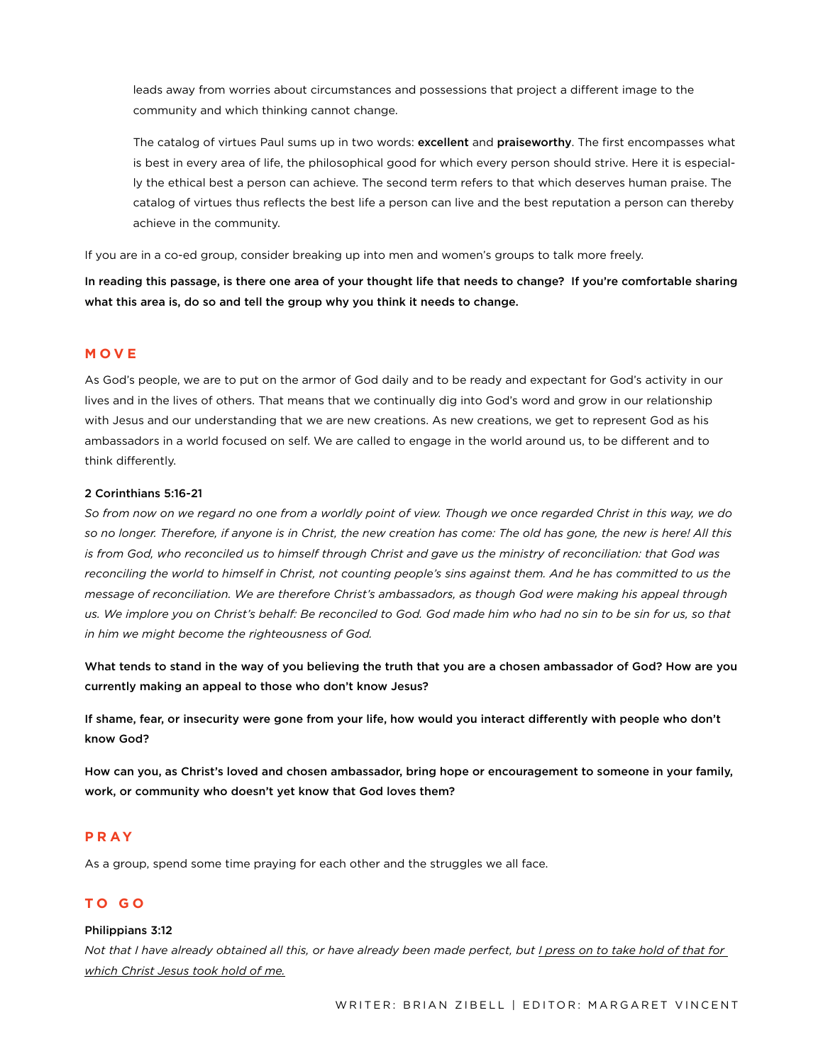leads away from worries about circumstances and possessions that project a different image to the community and which thinking cannot change.

The catalog of virtues Paul sums up in two words: **excellent** and **praiseworthy**. The first encompasses what is best in every area of life, the philosophical good for which every person should strive. Here it is especially the ethical best a person can achieve. The second term refers to that which deserves human praise. The catalog of virtues thus reflects the best life a person can live and the best reputation a person can thereby achieve in the community.

If you are in a co-ed group, consider breaking up into men and women's groups to talk more freely.

**In reading this passage, is there one area of your thought life that needs to change? If you're comfortable sharing what this area is, do so and tell the group why you think it needs to change.**

## MOVE

As God's people, we are to put on the armor of God daily and to be ready and expectant for God's activity in our lives and in the lives of others. That means that we continually dig into God's word and grow in our relationship with Jesus and our understanding that we are new creations. As new creations, we get to represent God as his ambassadors in a world focused on self. We are called to engage in the world around us, to be different and to think differently.

**2 Corinthians 5:16-21**

*So from now on we regard no one from a worldly point of view. Though we once regarded Christ in this way, we do so no longer. Therefore, if anyone is in Christ, the new creation has come: The old has gone, the new is here! All this is from God, who reconciled us to himself through Christ and gave us the ministry of reconciliation: that God was reconciling the world to himself in Christ, not counting people's sins against them. And he has committed to us the message of reconciliation. We are therefore Christ's ambassadors, as though God were making his appeal through us. We implore you on Christ's behalf: Be reconciled to God. God made him who had no sin to be sin for us, so that in him we might become the righteousness of God.*

**What tends to stand in the way of you believing the truth that you are a chosen ambassador of God? How are you currently making an appeal to those who don't know Jesus?**

**If shame, fear, or insecurity were gone from your life, how would you interact differently with people who don't know God?**

**How can you, as Christ's loved and chosen ambassador, bring hope or encouragement to someone in your family, work, or community who doesn't yet know that God loves them?**

## PRAY

As a group, spend some time praying for each other and the struggles we all face.

## TO GO

**Philippians 3:12**

*Not that I have already obtained all this, or have already been made perfect, but <u>I press on to take hold of that for which Christ Jesus took hold of me.</u>*

WRITER: BRIAN ZIBELL | EDITOR: MARGARET VINCENT